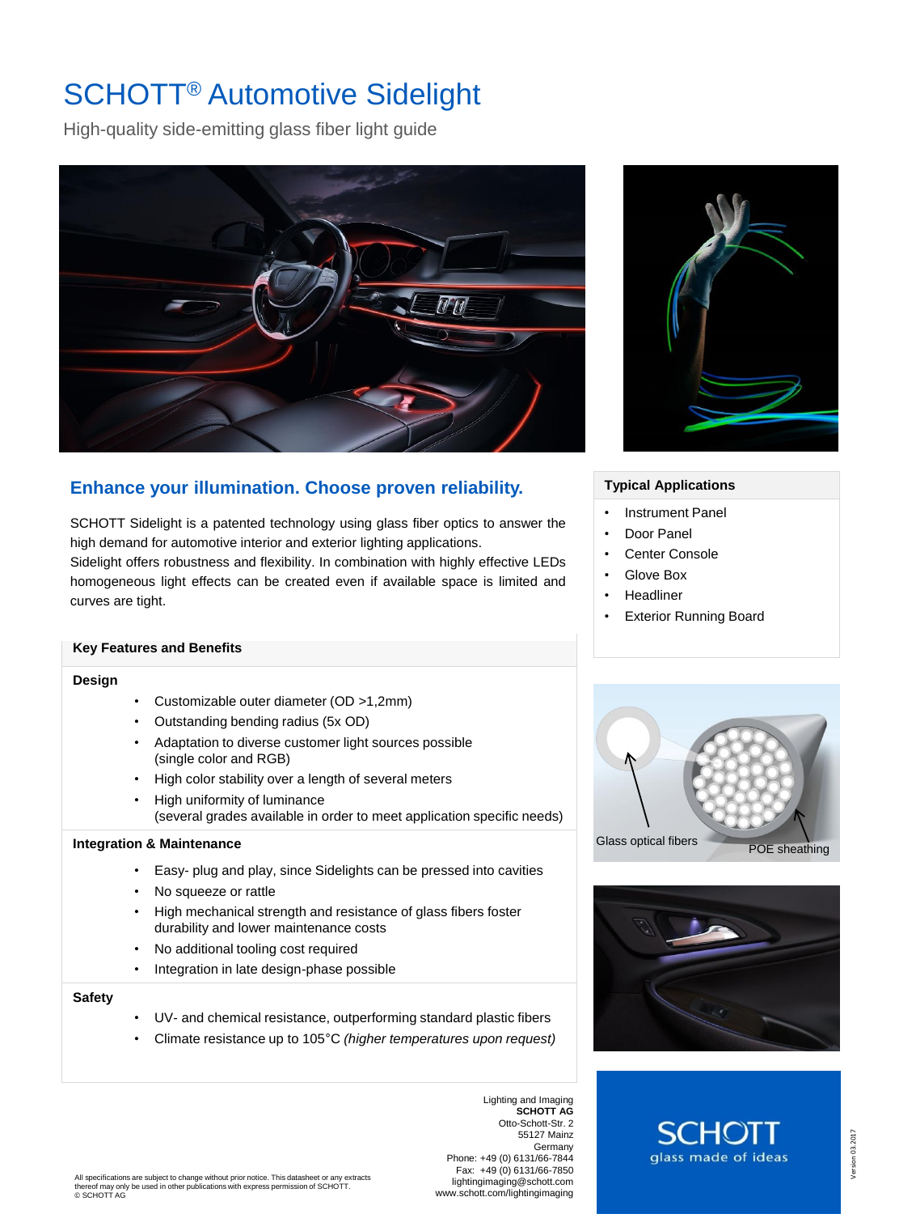# SCHOTT® Automotive Sidelight

High-quality side-emitting glass fiber light guide

## Enhance your illumination. Choose proven reliability.

SCHOTT Sidelight is a patented technology using glass fiber optics to answer the high demand for automotive interior and exterior lighting applications.
Sidelight offers robustness and flexibility. In combination with highly effective LEDs homogeneous light effects can be created even if available space is limited and curves are tight.

### Typical Applications

- Instrument Panel
- Door Panel
- Center Console
- Glove Box
- Headliner
- Exterior Running Board

Glass optical fibers

POE sheathing

### Key Features and Benefits

**Design**

- Customizable outer diameter (OD >1,2mm)
- Outstanding bending radius (5x OD)
- Adaptation to diverse customer light sources possible (single color and RGB)
- High color stability over a length of several meters
- High uniformity of luminance (several grades available in order to meet application specific needs)

**Integration & Maintenance**

- Easy- plug and play, since Sidelights can be pressed into cavities
- No squeeze or rattle
- High mechanical strength and resistance of glass fibers foster durability and lower maintenance costs
- No additional tooling cost required
- Integration in late design-phase possible

**Safety**

- UV- and chemical resistance, outperforming standard plastic fibers
- Climate resistance up to 105°C *(higher temperatures upon request)*

Lighting and Imaging
**SCHOTT AG**
Otto-Schott-Str. 2
55127 Mainz
Germany
Phone: +49 (0) 6131/66-7844
Fax: +49 (0) 6131/66-7850
lightingimaging@schott.com
www.schott.com/lightingimaging

SCHOTT
glass made of ideas

All specifications are subject to change without prior notice. This datasheet or any extracts thereof may only be used in other publications with express permission of SCHOTT.
© SCHOTT AG

Version 03.2017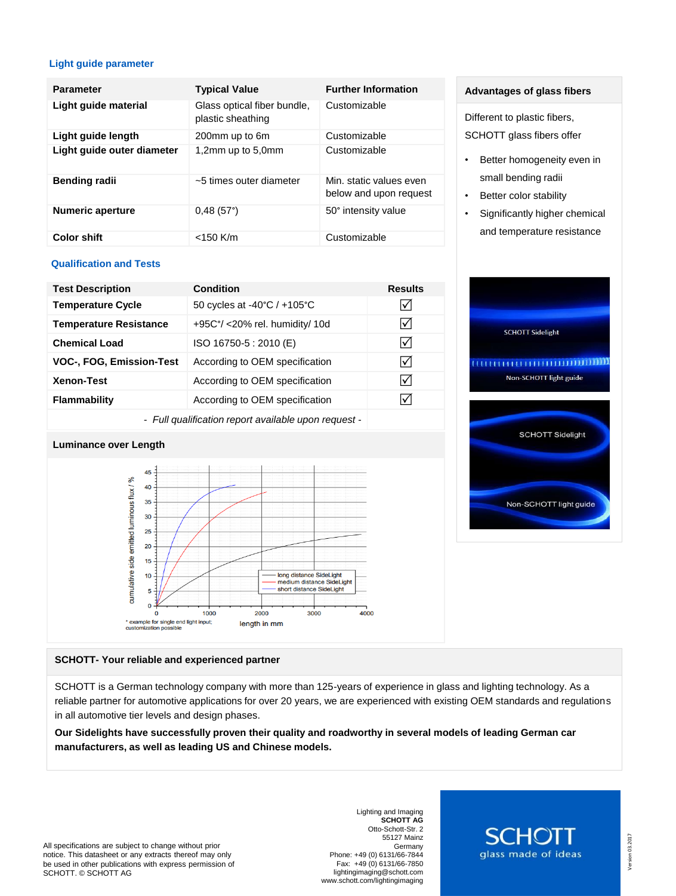## Light guide parameter

| Parameter | Typical Value | Further Information |
|---|---|---|
| **Light guide material** | Glass optical fiber bundle, plastic sheathing | Customizable |
| **Light guide length** | 200mm up to 6m | Customizable |
| **Light guide outer diameter** | 1,2mm up to 5,0mm | Customizable |
| **Bending radii** | ~5 times outer diameter | Min. static values even below and upon request |
| **Numeric aperture** | 0,48 (57°) | 50° intensity value |
| **Color shift** | <150 K/m | Customizable |

### Advantages of glass fibers

Different to plastic fibers, SCHOTT glass fibers offer

- Better homogeneity even in small bending radii
- Better color stability
- Significantly higher chemical and temperature resistance

SCHOTT Sidelight

Non-SCHOTT light guide

SCHOTT Sidelight

Non-SCHOTT light guide

## Qualification and Tests

| Test Description | Condition | Results |
|---|---|---|
| **Temperature Cycle** | 50 cycles at -40°C / +105°C | ☑ |
| **Temperature Resistance** | +95C°/ <20% rel. humidity/ 10d | ☑ |
| **Chemical Load** | ISO 16750-5 : 2010 (E) | ☑ |
| **VOC-, FOG, Emission-Test** | According to OEM specification | ☑ |
| **Xenon-Test** | According to OEM specification | ☑ |
| **Flammability** | According to OEM specification | ☑ |

*- Full qualification report available upon request -*

### Luminance over Length

cumulative side emitted luminous flux / %

0 5 10 15 20 25 30 35 40 45

0 1000 2000 3000 4000

length in mm

long distance SideLight
medium distance SideLight
short distance SideLight

\* example for single end light input; customization possible

### SCHOTT- Your reliable and experienced partner

SCHOTT is a German technology company with more than 125-years of experience in glass and lighting technology. As a reliable partner for automotive applications for over 20 years, we are experienced with existing OEM standards and regulations in all automotive tier levels and design phases.

**Our Sidelights have successfully proven their quality and roadworthy in several models of leading German car manufacturers, as well as leading US and Chinese models.**

All specifications are subject to change without prior notice. This datasheet or any extracts thereof may only be used in other publications with express permission of SCHOTT. © SCHOTT AG

Lighting and Imaging
**SCHOTT AG**
Otto-Schott-Str. 2
55127 Mainz
Germany
Phone: +49 (0) 6131/66-7844
Fax: +49 (0) 6131/66-7850
lightingimaging@schott.com
www.schott.com/lightingimaging

SCHOTT
glass made of ideas

Version 03.2017